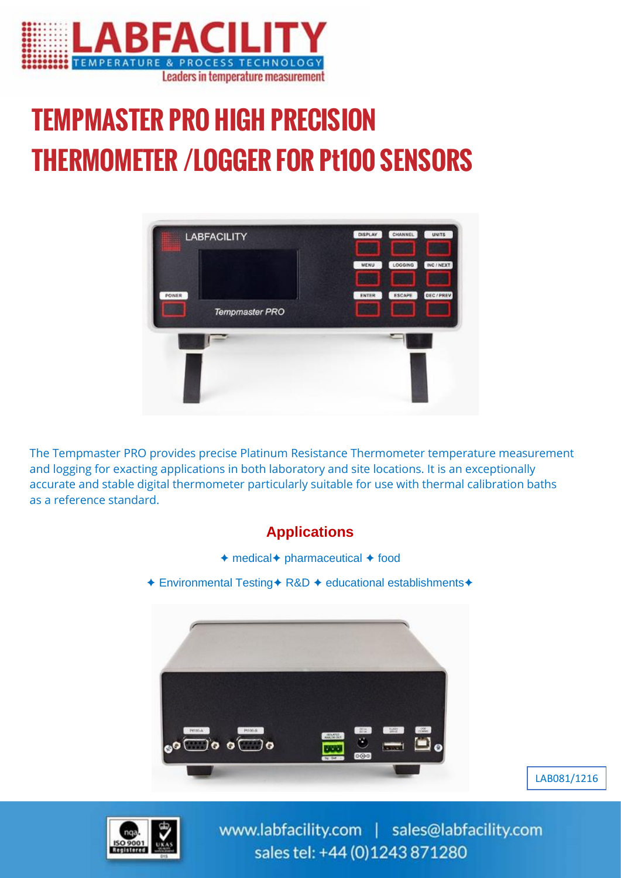LABFACILITY
TEMPERATURE & PROCESS TECHNOLOGY
Leaders in temperature measurement

# TEMPMASTER PRO HIGH PRECISION THERMOMETER /LOGGER FOR Pt100 SENSORS

The Tempmaster PRO provides precise Platinum Resistance Thermometer temperature measurement and logging for exacting applications in both laboratory and site locations. It is an exceptionally accurate and stable digital thermometer particularly suitable for use with thermal calibration baths as a reference standard.

## Applications

✦ medical✦ pharmaceutical ✦ food

✦ Environmental Testing✦ R&D ✦ educational establishments✦

LAB081/1216

www.labfacility.com | sales@labfacility.com
sales tel: +44 (0)1243 871280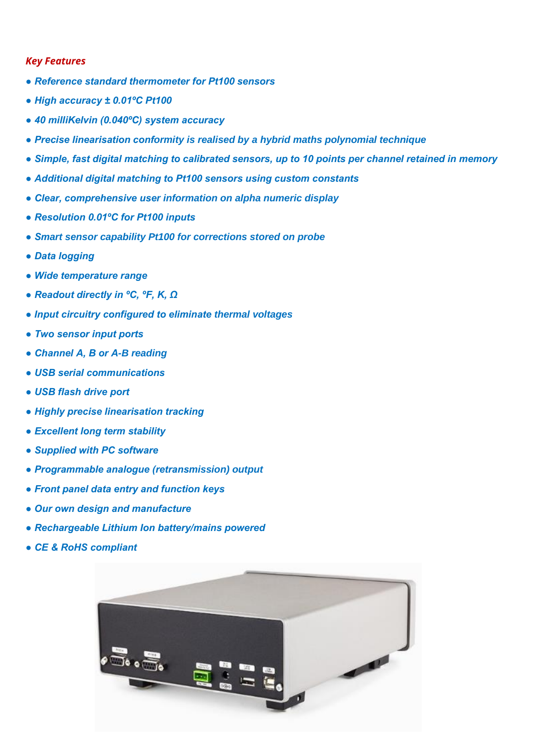*Key Features*

- ***Reference standard thermometer for Pt100 sensors***
- ***High accuracy ± 0.01ºC Pt100***
- ***40 milliKelvin (0.040ºC) system accuracy***
- ***Precise linearisation conformity is realised by a hybrid maths polynomial technique***
- ***Simple, fast digital matching to calibrated sensors, up to 10 points per channel retained in memory***
- ***Additional digital matching to Pt100 sensors using custom constants***
- ***Clear, comprehensive user information on alpha numeric display***
- ***Resolution 0.01ºC for Pt100 inputs***
- ***Smart sensor capability Pt100 for corrections stored on probe***
- ***Data logging***
- ***Wide temperature range***
- ***Readout directly in ºC, ºF, K, Ω***
- ***Input circuitry configured to eliminate thermal voltages***
- ***Two sensor input ports***
- ***Channel A, B or A-B reading***
- ***USB serial communications***
- ***USB flash drive port***
- ***Highly precise linearisation tracking***
- ***Excellent long term stability***
- ***Supplied with PC software***
- ***Programmable analogue (retransmission) output***
- ***Front panel data entry and function keys***
- ***Our own design and manufacture***
- ***Rechargeable Lithium Ion battery/mains powered***
- ***CE & RoHS compliant***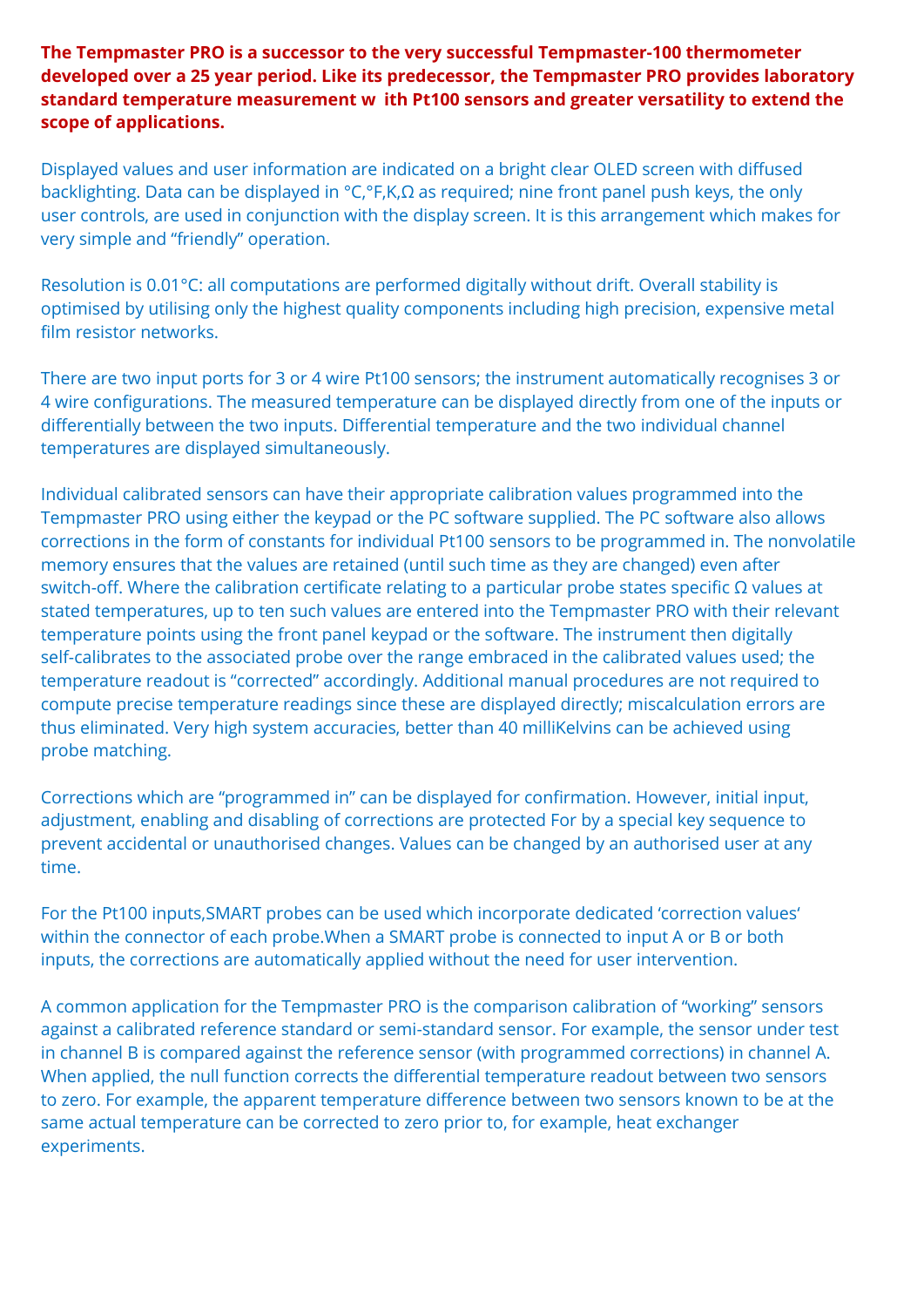**The Tempmaster PRO is a successor to the very successful Tempmaster-100 thermometer developed over a 25 year period. Like its predecessor, the Tempmaster PRO provides laboratory standard temperature measurement w ith Pt100 sensors and greater versatility to extend the scope of applications.**

Displayed values and user information are indicated on a bright clear OLED screen with diffused backlighting. Data can be displayed in °C,°F,K,Ω as required; nine front panel push keys, the only user controls, are used in conjunction with the display screen. It is this arrangement which makes for very simple and “friendly” operation.

Resolution is 0.01°C: all computations are performed digitally without drift. Overall stability is optimised by utilising only the highest quality components including high precision, expensive metal film resistor networks.

There are two input ports for 3 or 4 wire Pt100 sensors; the instrument automatically recognises 3 or 4 wire configurations. The measured temperature can be displayed directly from one of the inputs or differentially between the two inputs. Differential temperature and the two individual channel temperatures are displayed simultaneously.

Individual calibrated sensors can have their appropriate calibration values programmed into the Tempmaster PRO using either the keypad or the PC software supplied. The PC software also allows corrections in the form of constants for individual Pt100 sensors to be programmed in. The nonvolatile memory ensures that the values are retained (until such time as they are changed) even after switch-off. Where the calibration certificate relating to a particular probe states specific Ω values at stated temperatures, up to ten such values are entered into the Tempmaster PRO with their relevant temperature points using the front panel keypad or the software. The instrument then digitally self-calibrates to the associated probe over the range embraced in the calibrated values used; the temperature readout is “corrected” accordingly. Additional manual procedures are not required to compute precise temperature readings since these are displayed directly; miscalculation errors are thus eliminated. Very high system accuracies, better than 40 milliKelvins can be achieved using probe matching.

Corrections which are “programmed in” can be displayed for confirmation. However, initial input, adjustment, enabling and disabling of corrections are protected For by a special key sequence to prevent accidental or unauthorised changes. Values can be changed by an authorised user at any time.

For the Pt100 inputs,SMART probes can be used which incorporate dedicated ‘correction values‘ within the connector of each probe.When a SMART probe is connected to input A or B or both inputs, the corrections are automatically applied without the need for user intervention.

A common application for the Tempmaster PRO is the comparison calibration of “working” sensors against a calibrated reference standard or semi-standard sensor. For example, the sensor under test in channel B is compared against the reference sensor (with programmed corrections) in channel A. When applied, the null function corrects the differential temperature readout between two sensors to zero. For example, the apparent temperature difference between two sensors known to be at the same actual temperature can be corrected to zero prior to, for example, heat exchanger experiments.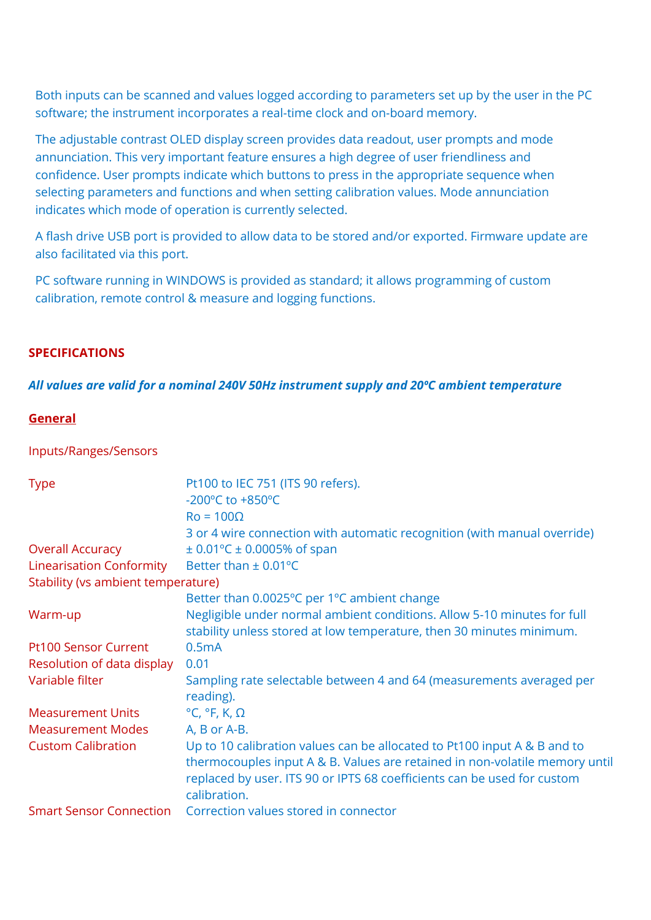Both inputs can be scanned and values logged according to parameters set up by the user in the PC software; the instrument incorporates a real-time clock and on-board memory.

The adjustable contrast OLED display screen provides data readout, user prompts and mode annunciation. This very important feature ensures a high degree of user friendliness and confidence. User prompts indicate which buttons to press in the appropriate sequence when selecting parameters and functions and when setting calibration values. Mode annunciation indicates which mode of operation is currently selected.

A flash drive USB port is provided to allow data to be stored and/or exported. Firmware update are also facilitated via this port.

PC software running in WINDOWS is provided as standard; it allows programming of custom calibration, remote control & measure and logging functions.

## SPECIFICATIONS

***All values are valid for a nominal 240V 50Hz instrument supply and 20ºC ambient temperature***

### General

Inputs/Ranges/Sensors

| | |
|---|---|
| Type | Pt100 to IEC 751 (ITS 90 refers).<br>-200ºC to +850ºC<br>Ro = 100Ω<br>3 or 4 wire connection with automatic recognition (with manual override) |
| Overall Accuracy | ± 0.01ºC ± 0.0005% of span |
| Linearisation Conformity | Better than ± 0.01ºC |
| Stability (vs ambient temperature) | Better than 0.0025ºC per 1ºC ambient change |
| Warm-up | Negligible under normal ambient conditions. Allow 5-10 minutes for full stability unless stored at low temperature, then 30 minutes minimum. |
| Pt100 Sensor Current | 0.5mA |
| Resolution of data display | 0.01 |
| Variable filter | Sampling rate selectable between 4 and 64 (measurements averaged per reading). |
| Measurement Units | °C, °F, K, Ω |
| Measurement Modes | A, B or A-B. |
| Custom Calibration | Up to 10 calibration values can be allocated to Pt100 input A & B and to thermocouples input A & B. Values are retained in non-volatile memory until replaced by user. ITS 90 or IPTS 68 coefficients can be used for custom calibration. |
| Smart Sensor Connection | Correction values stored in connector |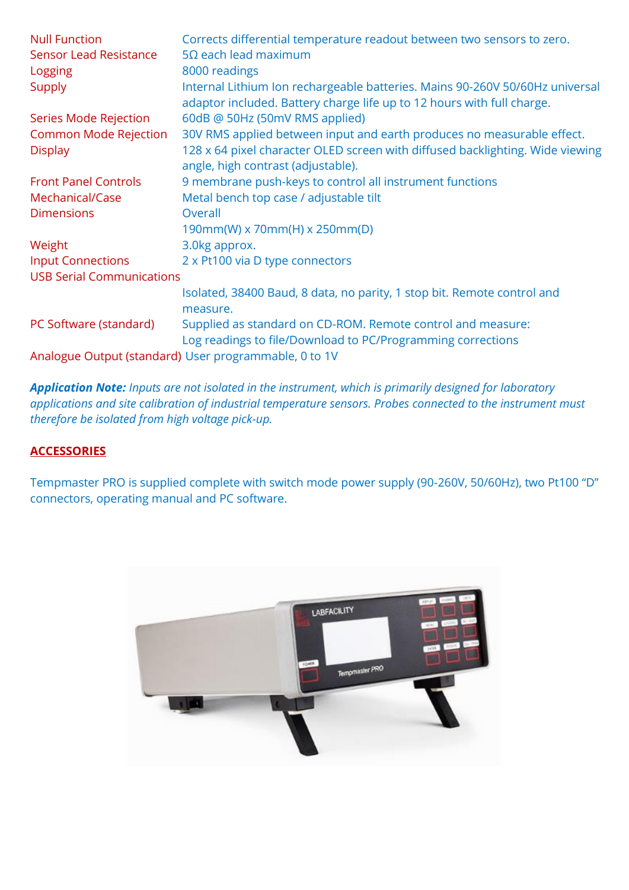| | |
|---|---|
| Null Function | Corrects differential temperature readout between two sensors to zero. |
| Sensor Lead Resistance | 5Ω each lead maximum |
| Logging | 8000 readings |
| Supply | Internal Lithium Ion rechargeable batteries. Mains 90-260V 50/60Hz universal adaptor included. Battery charge life up to 12 hours with full charge. |
| Series Mode Rejection | 60dB @ 50Hz (50mV RMS applied) |
| Common Mode Rejection | 30V RMS applied between input and earth produces no measurable effect. |
| Display | 128 x 64 pixel character OLED screen with diffused backlighting. Wide viewing angle, high contrast (adjustable). |
| Front Panel Controls | 9 membrane push-keys to control all instrument functions |
| Mechanical/Case | Metal bench top case / adjustable tilt |
| Dimensions | Overall<br>190mm(W) x 70mm(H) x 250mm(D) |
| Weight | 3.0kg approx. |
| Input Connections | 2 x Pt100 via D type connectors |
| USB Serial Communications | Isolated, 38400 Baud, 8 data, no parity, 1 stop bit. Remote control and measure. |
| PC Software (standard) | Supplied as standard on CD-ROM. Remote control and measure:<br>Log readings to file/Download to PC/Programming corrections |
| Analogue Output (standard) | User programmable, 0 to 1V |

***Application Note:*** *Inputs are not isolated in the instrument, which is primarily designed for laboratory applications and site calibration of industrial temperature sensors. Probes connected to the instrument must therefore be isolated from high voltage pick-up.*

## ACCESSORIES

Tempmaster PRO is supplied complete with switch mode power supply (90-260V, 50/60Hz), two Pt100 "D" connectors, operating manual and PC software.